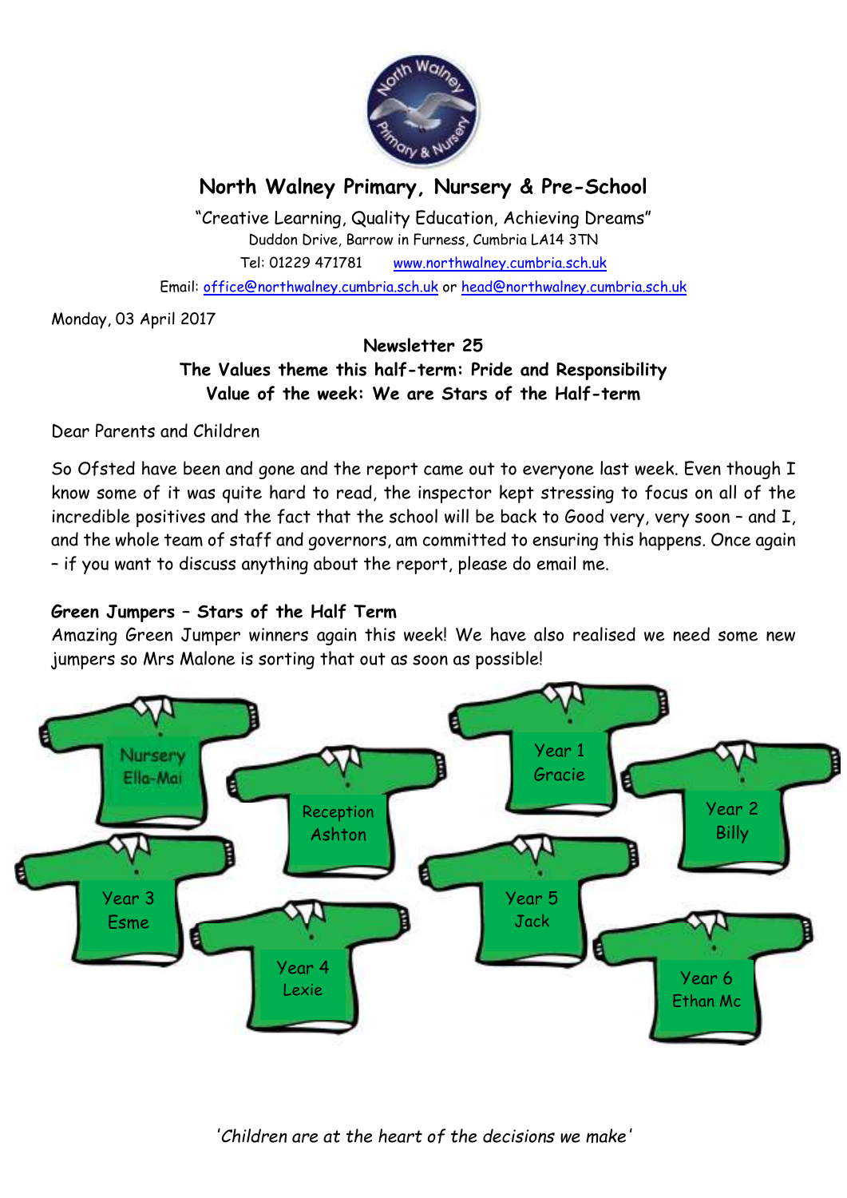# North Walney Primary, Nursery & Pre-School

"Creative Learning, Quality Education, Achieving Dreams"
Duddon Drive, Barrow in Furness, Cumbria LA14 3TN
Tel: 01229 471781 www.northwalney.cumbria.sch.uk
Email: office@northwalney.cumbria.sch.uk or head@northwalney.cumbria.sch.uk

Monday, 03 April 2017

**Newsletter 25**
**The Values theme this half-term: Pride and Responsibility**
**Value of the week: We are Stars of the Half-term**

Dear Parents and Children

So Ofsted have been and gone and the report came out to everyone last week. Even though I know some of it was quite hard to read, the inspector kept stressing to focus on all of the incredible positives and the fact that the school will be back to Good very, very soon – and I, and the whole team of staff and governors, am committed to ensuring this happens. Once again – if you want to discuss anything about the report, please do email me.

**Green Jumpers – Stars of the Half Term**
Amazing Green Jumper winners again this week! We have also realised we need some new jumpers so Mrs Malone is sorting that out as soon as possible!

Nursery Ella-Mai
Reception Ashton
Year 1 Gracie
Year 2 Billy
Year 3 Esme
Year 4 Lexie
Year 5 Jack
Year 6 Ethan Mc

*'Children are at the heart of the decisions we make'*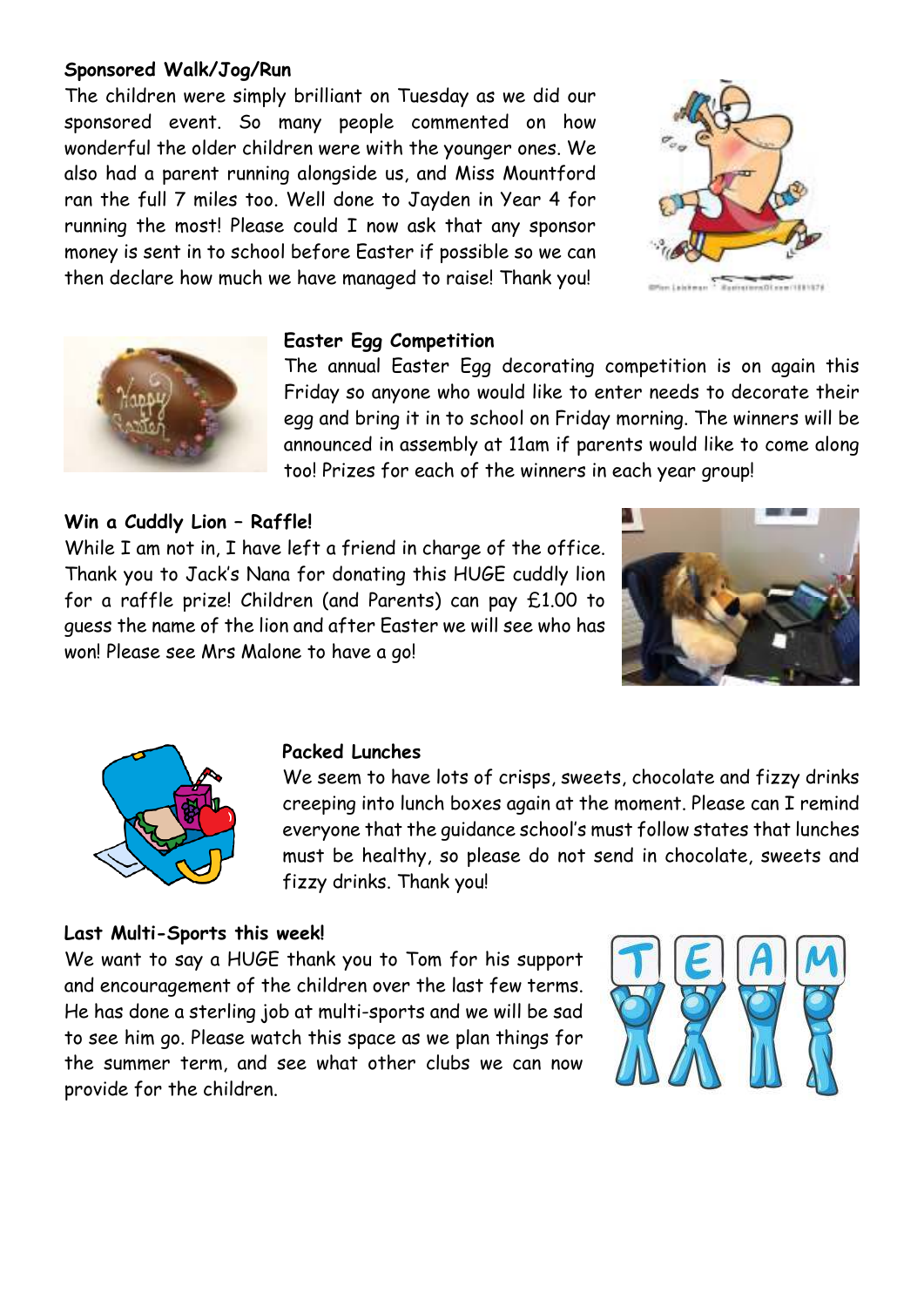**Sponsored Walk/Jog/Run**

The children were simply brilliant on Tuesday as we did our sponsored event. So many people commented on how wonderful the older children were with the younger ones. We also had a parent running alongside us, and Miss Mountford ran the full 7 miles too. Well done to Jayden in Year 4 for running the most! Please could I now ask that any sponsor money is sent in to school before Easter if possible so we can then declare how much we have managed to raise! Thank you!

**Easter Egg Competition**

The annual Easter Egg decorating competition is on again this Friday so anyone who would like to enter needs to decorate their egg and bring it in to school on Friday morning. The winners will be announced in assembly at 11am if parents would like to come along too! Prizes for each of the winners in each year group!

**Win a Cuddly Lion – Raffle!**

While I am not in, I have left a friend in charge of the office. Thank you to Jack's Nana for donating this HUGE cuddly lion for a raffle prize! Children (and Parents) can pay £1.00 to guess the name of the lion and after Easter we will see who has won! Please see Mrs Malone to have a go!

**Packed Lunches**

We seem to have lots of crisps, sweets, chocolate and fizzy drinks creeping into lunch boxes again at the moment. Please can I remind everyone that the guidance school's must follow states that lunches must be healthy, so please do not send in chocolate, sweets and fizzy drinks. Thank you!

**Last Multi-Sports this week!**

We want to say a HUGE thank you to Tom for his support and encouragement of the children over the last few terms. He has done a sterling job at multi-sports and we will be sad to see him go. Please watch this space as we plan things for the summer term, and see what other clubs we can now provide for the children.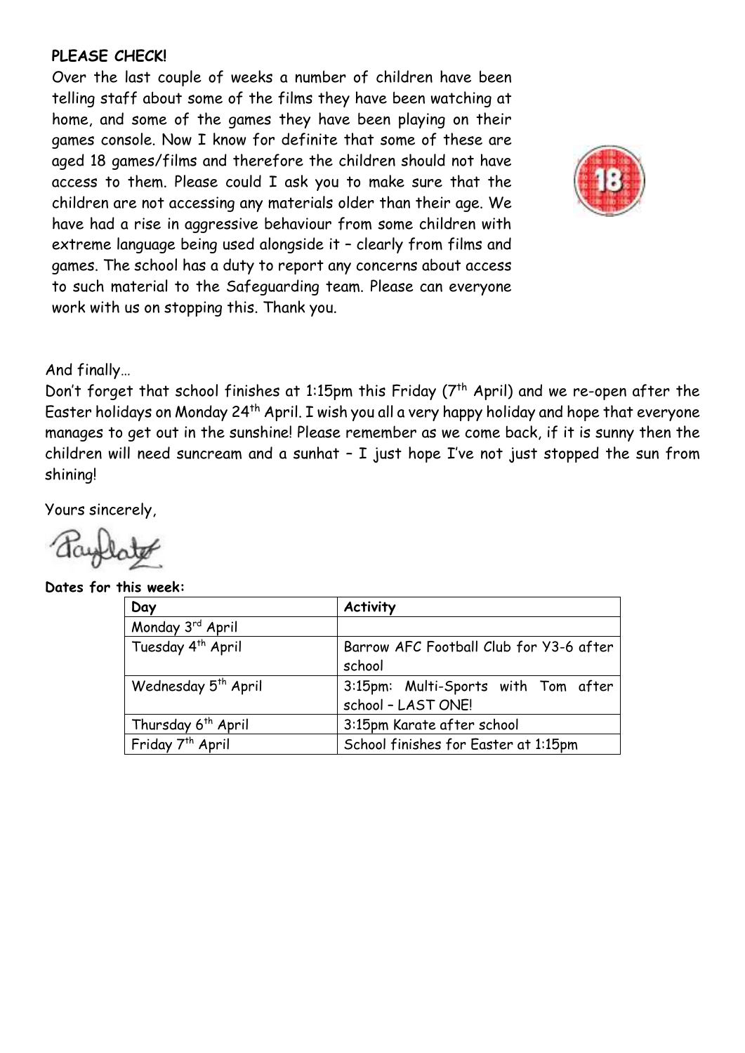**PLEASE CHECK!**

Over the last couple of weeks a number of children have been telling staff about some of the films they have been watching at home, and some of the games they have been playing on their games console. Now I know for definite that some of these are aged 18 games/films and therefore the children should not have access to them. Please could I ask you to make sure that the children are not accessing any materials older than their age. We have had a rise in aggressive behaviour from some children with extreme language being used alongside it – clearly from films and games. The school has a duty to report any concerns about access to such material to the Safeguarding team. Please can everyone work with us on stopping this. Thank you.

And finally…

Don't forget that school finishes at 1:15pm this Friday (7th April) and we re-open after the Easter holidays on Monday 24th April. I wish you all a very happy holiday and hope that everyone manages to get out in the sunshine! Please remember as we come back, if it is sunny then the children will need suncream and a sunhat – I just hope I've not just stopped the sun from shining!

Yours sincerely,

**Dates for this week:**

| Day | Activity |
|---|---|
| Monday 3rd April | |
| Tuesday 4th April | Barrow AFC Football Club for Y3-6 after school |
| Wednesday 5th April | 3:15pm: Multi-Sports with Tom after school – LAST ONE! |
| Thursday 6th April | 3:15pm Karate after school |
| Friday 7th April | School finishes for Easter at 1:15pm |